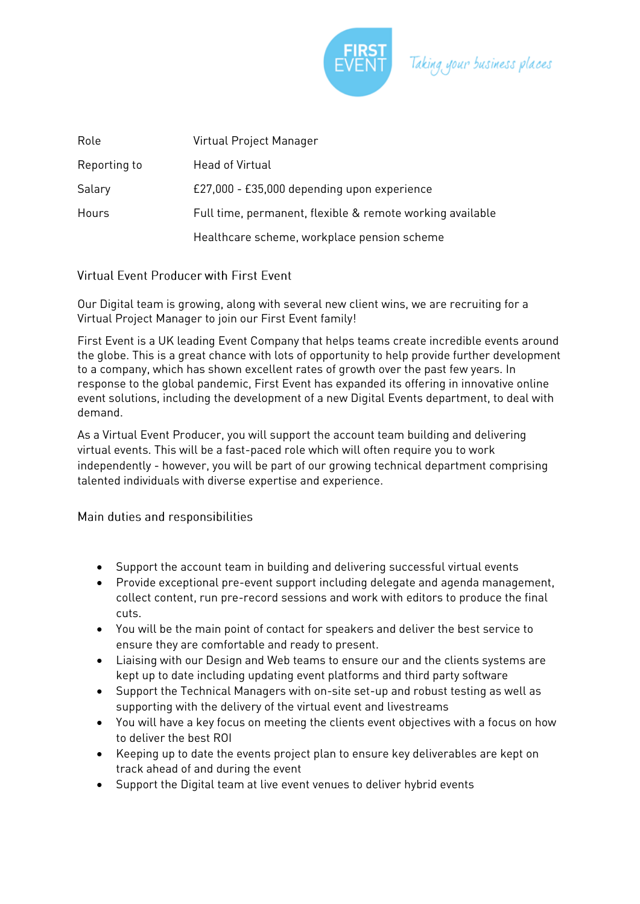FIRST EVENT

*Taking your business places*

| | |
|---|---|
| Role | Virtual Project Manager |
| Reporting to | Head of Virtual |
| Salary | £27,000 - £35,000 depending upon experience |
| Hours | Full time, permanent, flexible & remote working available |
| | Healthcare scheme, workplace pension scheme |

## Virtual Event Producer with First Event

Our Digital team is growing, along with several new client wins, we are recruiting for a Virtual Project Manager to join our First Event family!

First Event is a UK leading Event Company that helps teams create incredible events around the globe. This is a great chance with lots of opportunity to help provide further development to a company, which has shown excellent rates of growth over the past few years. In response to the global pandemic, First Event has expanded its offering in innovative online event solutions, including the development of a new Digital Events department, to deal with demand.

As a Virtual Event Producer, you will support the account team building and delivering virtual events. This will be a fast-paced role which will often require you to work independently - however, you will be part of our growing technical department comprising talented individuals with diverse expertise and experience.

## Main duties and responsibilities

- Support the account team in building and delivering successful virtual events
- Provide exceptional pre-event support including delegate and agenda management, collect content, run pre-record sessions and work with editors to produce the final cuts.
- You will be the main point of contact for speakers and deliver the best service to ensure they are comfortable and ready to present.
- Liaising with our Design and Web teams to ensure our and the clients systems are kept up to date including updating event platforms and third party software
- Support the Technical Managers with on-site set-up and robust testing as well as supporting with the delivery of the virtual event and livestreams
- You will have a key focus on meeting the clients event objectives with a focus on how to deliver the best ROI
- Keeping up to date the events project plan to ensure key deliverables are kept on track ahead of and during the event
- Support the Digital team at live event venues to deliver hybrid events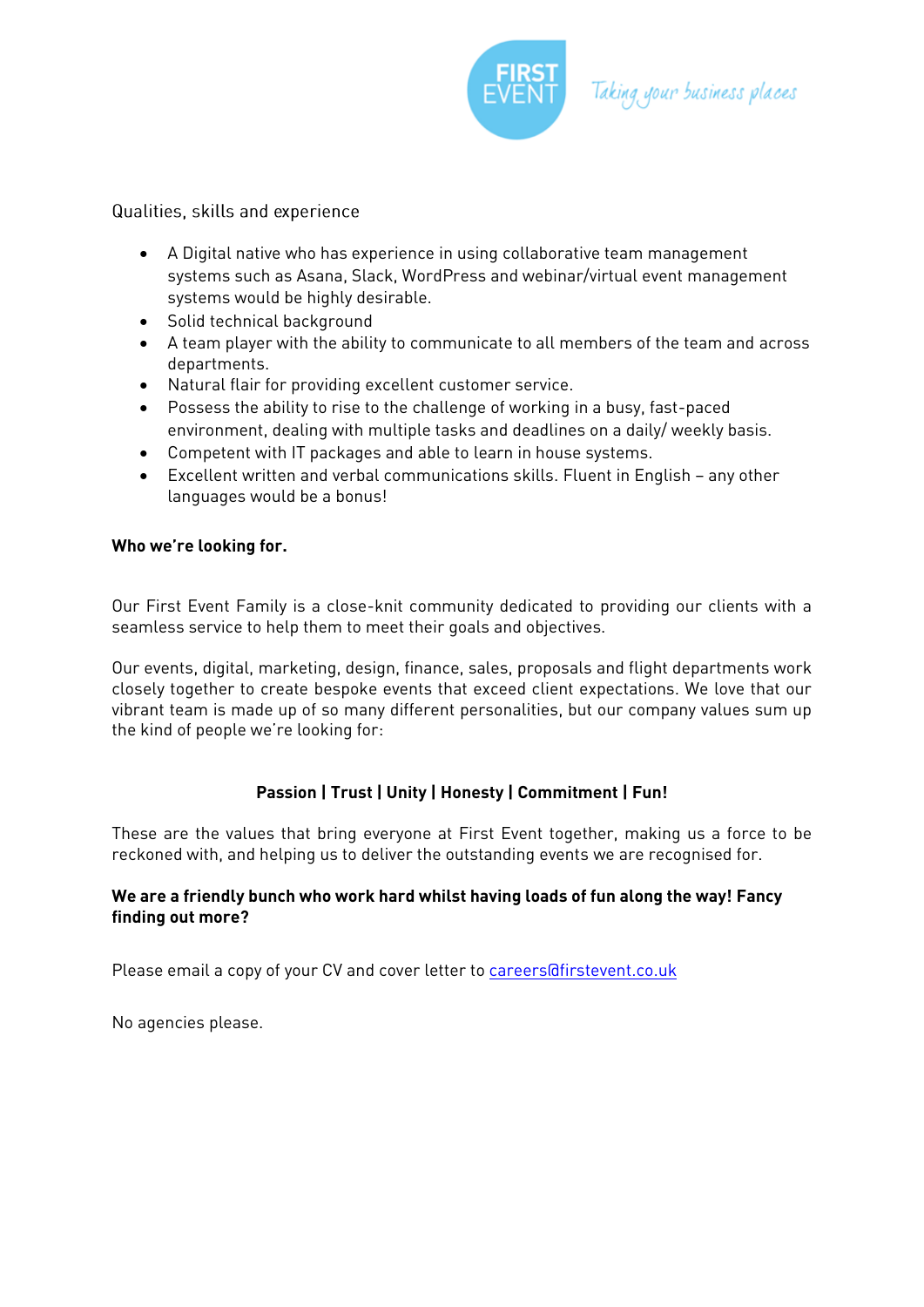Qualities, skills and experience

- A Digital native who has experience in using collaborative team management systems such as Asana, Slack, WordPress and webinar/virtual event management systems would be highly desirable.
- Solid technical background
- A team player with the ability to communicate to all members of the team and across departments.
- Natural flair for providing excellent customer service.
- Possess the ability to rise to the challenge of working in a busy, fast-paced environment, dealing with multiple tasks and deadlines on a daily/ weekly basis.
- Competent with IT packages and able to learn in house systems.
- Excellent written and verbal communications skills. Fluent in English – any other languages would be a bonus!

**Who we're looking for.**

Our First Event Family is a close-knit community dedicated to providing our clients with a seamless service to help them to meet their goals and objectives.

Our events, digital, marketing, design, finance, sales, proposals and flight departments work closely together to create bespoke events that exceed client expectations. We love that our vibrant team is made up of so many different personalities, but our company values sum up the kind of people we're looking for:

**Passion | Trust | Unity | Honesty | Commitment | Fun!**

These are the values that bring everyone at First Event together, making us a force to be reckoned with, and helping us to deliver the outstanding events we are recognised for.

**We are a friendly bunch who work hard whilst having loads of fun along the way! Fancy finding out more?**

Please email a copy of your CV and cover letter to careers@firstevent.co.uk

No agencies please.